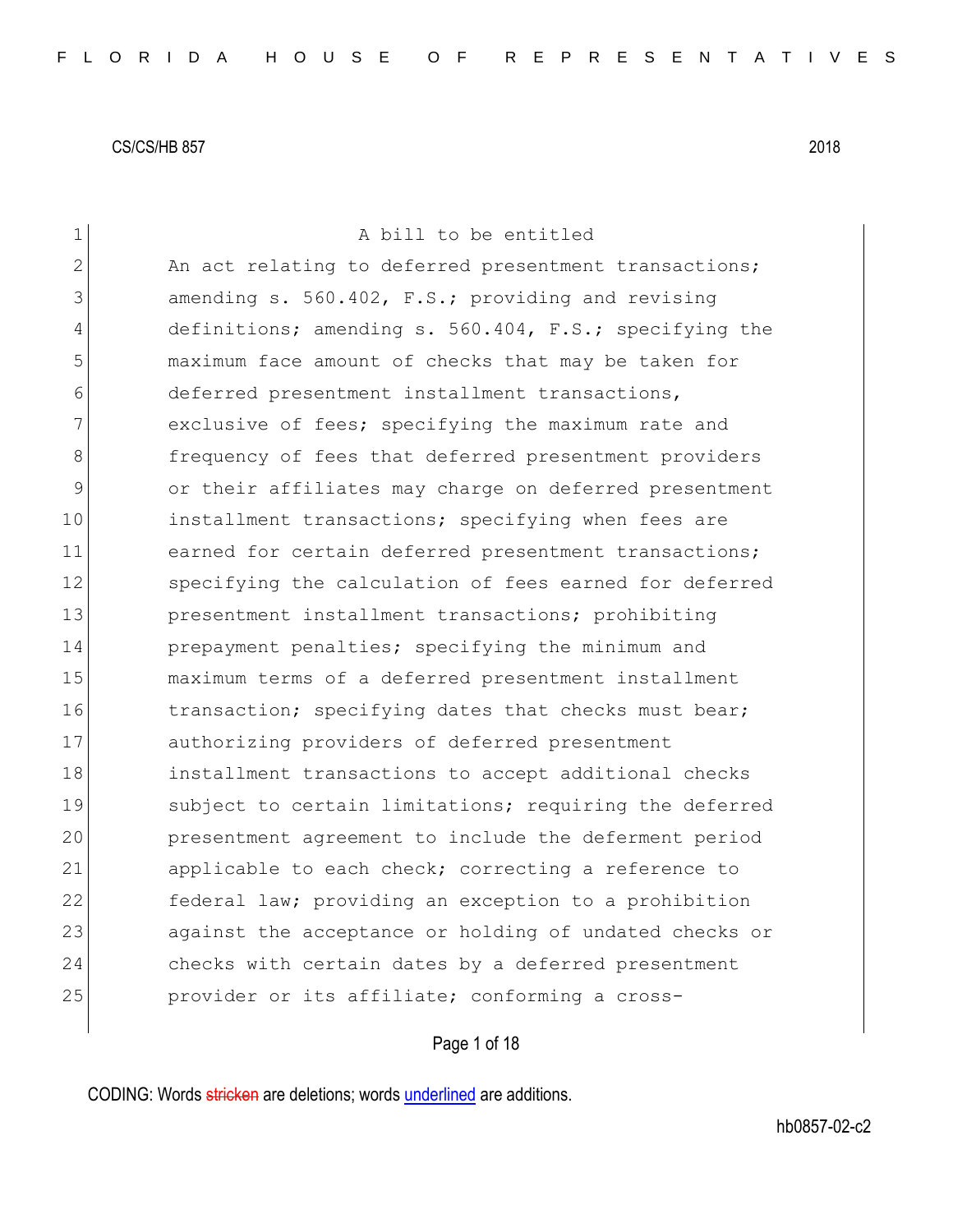A bill to be entitled

An act relating to deferred presentment transactions; amending s. 560.402, F.S.; providing and revising definitions; amending s. 560.404, F.S.; specifying the maximum face amount of checks that may be taken for deferred presentment installment transactions, exclusive of fees; specifying the maximum rate and frequency of fees that deferred presentment providers or their affiliates may charge on deferred presentment installment transactions; specifying when fees are earned for certain deferred presentment transactions; specifying the calculation of fees earned for deferred presentment installment transactions; prohibiting prepayment penalties; specifying the minimum and maximum terms of a deferred presentment installment transaction; specifying dates that checks must bear; authorizing providers of deferred presentment installment transactions to accept additional checks subject to certain limitations; requiring the deferred presentment agreement to include the deferment period applicable to each check; correcting a reference to federal law; providing an exception to a prohibition against the acceptance or holding of undated checks or checks with certain dates by a deferred presentment provider or its affiliate; conforming a cross-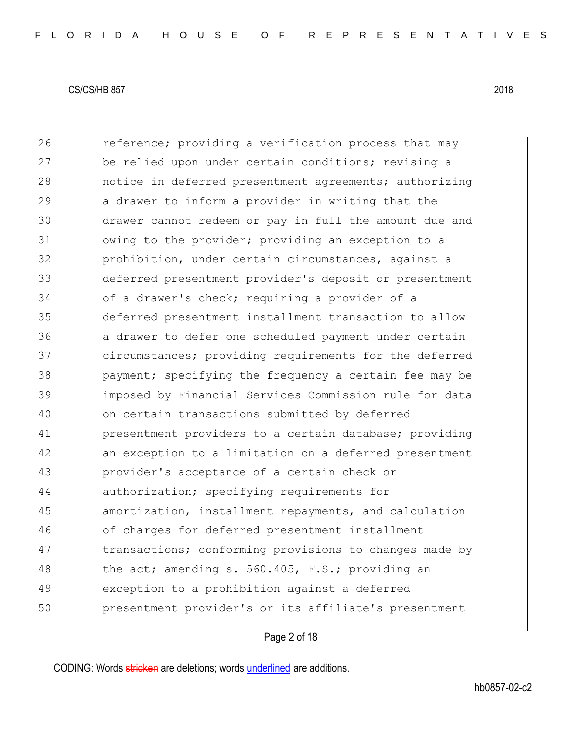26 reference; providing a verification process that may
27 be relied upon under certain conditions; revising a
28 notice in deferred presentment agreements; authorizing
29 a drawer to inform a provider in writing that the
30 drawer cannot redeem or pay in full the amount due and
31 owing to the provider; providing an exception to a
32 prohibition, under certain circumstances, against a
33 deferred presentment provider's deposit or presentment
34 of a drawer's check; requiring a provider of a
35 deferred presentment installment transaction to allow
36 a drawer to defer one scheduled payment under certain
37 circumstances; providing requirements for the deferred
38 payment; specifying the frequency a certain fee may be
39 imposed by Financial Services Commission rule for data
40 on certain transactions submitted by deferred
41 presentment providers to a certain database; providing
42 an exception to a limitation on a deferred presentment
43 provider's acceptance of a certain check or
44 authorization; specifying requirements for
45 amortization, installment repayments, and calculation
46 of charges for deferred presentment installment
47 transactions; conforming provisions to changes made by
48 the act; amending s. 560.405, F.S.; providing an
49 exception to a prohibition against a deferred
50 presentment provider's or its affiliate's presentment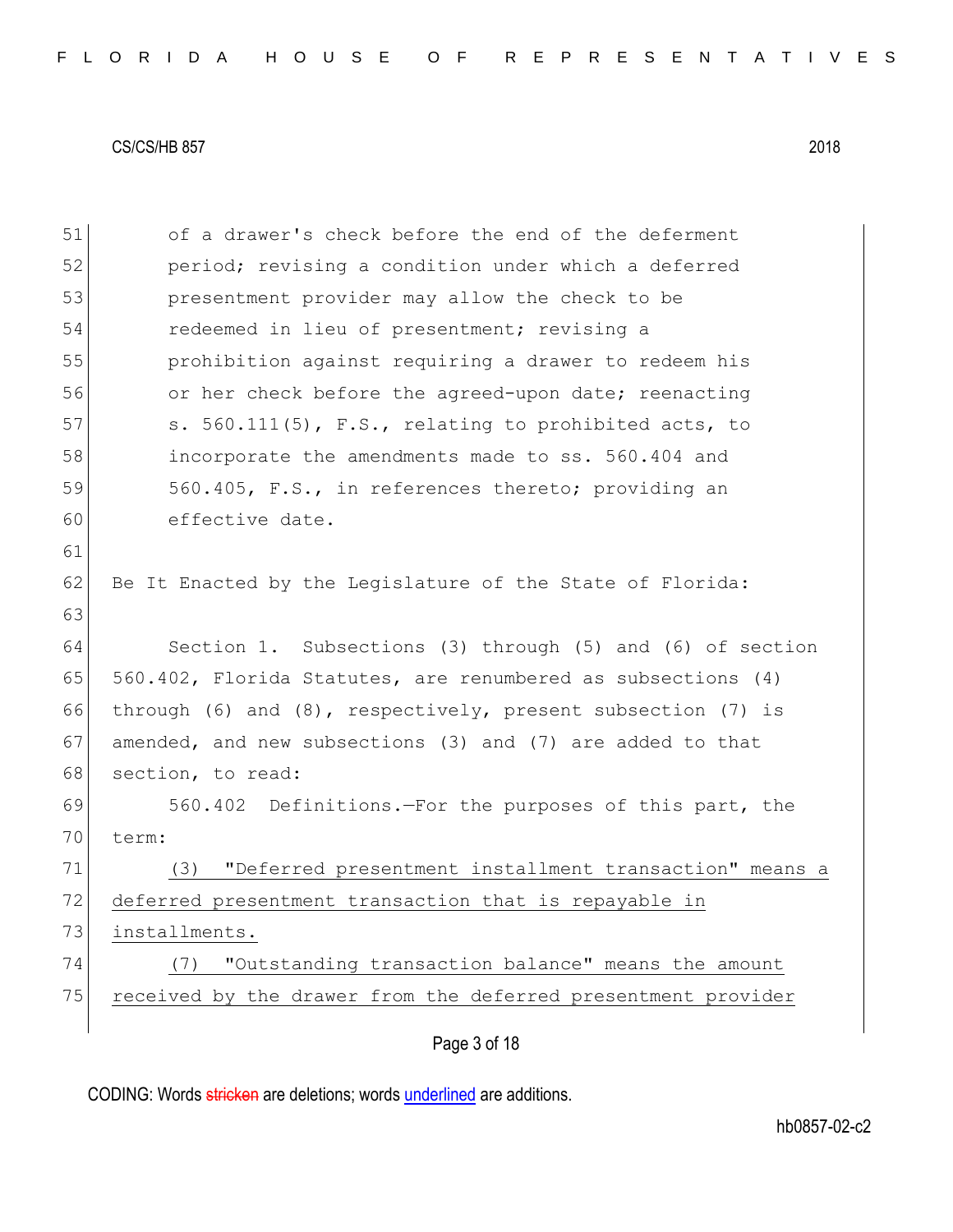of a drawer's check before the end of the deferment period; revising a condition under which a deferred presentment provider may allow the check to be redeemed in lieu of presentment; revising a prohibition against requiring a drawer to redeem his or her check before the agreed-upon date; reenacting s. 560.111(5), F.S., relating to prohibited acts, to incorporate the amendments made to ss. 560.404 and 560.405, F.S., in references thereto; providing an effective date.

Be It Enacted by the Legislature of the State of Florida:

Section 1. Subsections (3) through (5) and (6) of section 560.402, Florida Statutes, are renumbered as subsections (4) through (6) and (8), respectively, present subsection (7) is amended, and new subsections (3) and (7) are added to that section, to read:

560.402 Definitions.—For the purposes of this part, the term:

<u>(3) "Deferred presentment installment transaction" means a deferred presentment transaction that is repayable in installments.</u>

<u>(7) "Outstanding transaction balance" means the amount received by the drawer from the deferred presentment provider</u>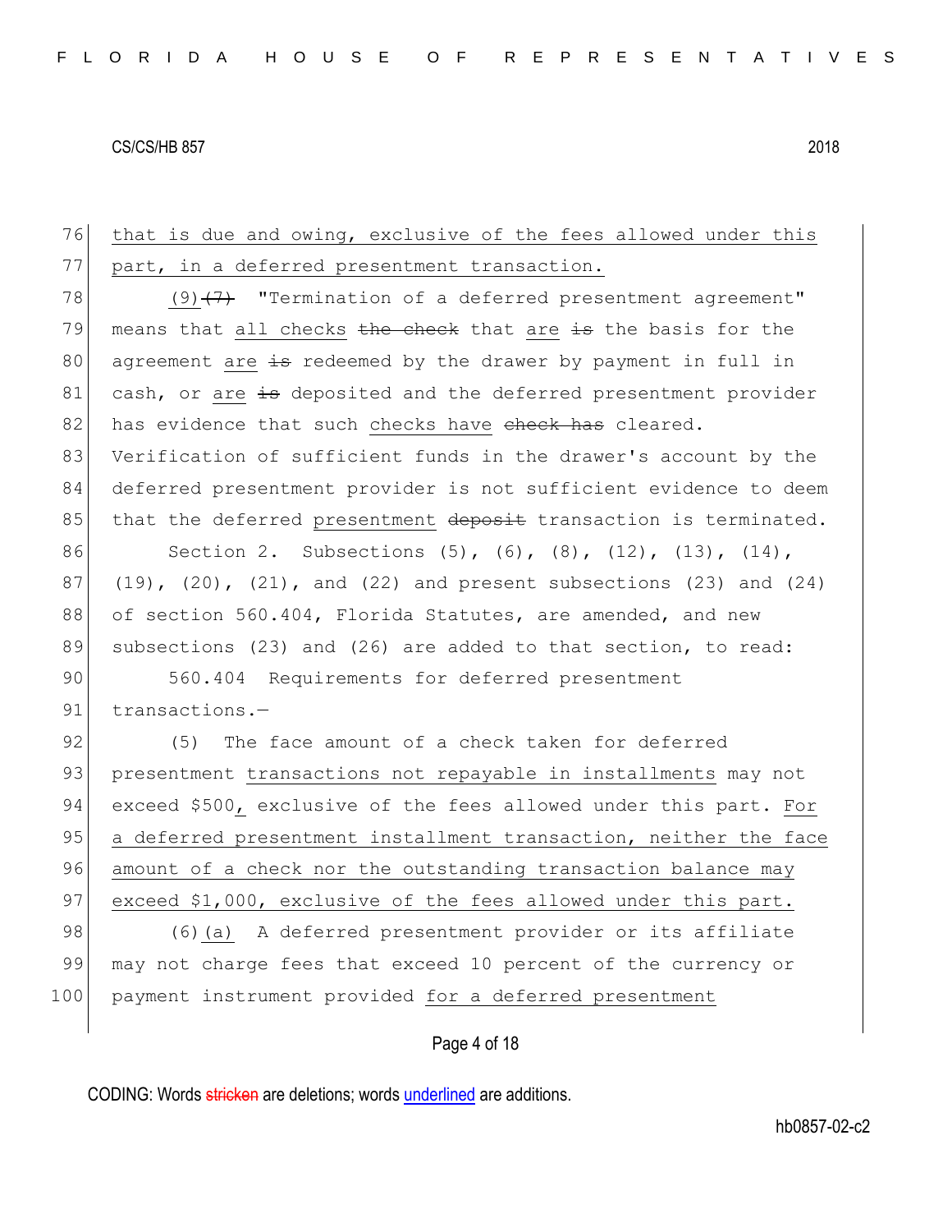that is due and owing, exclusive of the fees allowed under this part, in a deferred presentment transaction.

(9)~~(7)~~ "Termination of a deferred presentment agreement" means that all checks ~~the check~~ that are ~~is~~ the basis for the agreement are ~~is~~ redeemed by the drawer by payment in full in cash, or are ~~is~~ deposited and the deferred presentment provider has evidence that such checks have ~~check has~~ cleared. Verification of sufficient funds in the drawer's account by the deferred presentment provider is not sufficient evidence to deem that the deferred presentment ~~deposit~~ transaction is terminated.

Section 2. Subsections (5), (6), (8), (12), (13), (14), (19), (20), (21), and (22) and present subsections (23) and (24) of section 560.404, Florida Statutes, are amended, and new subsections (23) and (26) are added to that section, to read:

560.404 Requirements for deferred presentment transactions.—

(5) The face amount of a check taken for deferred presentment transactions not repayable in installments may not exceed $500, exclusive of the fees allowed under this part. For a deferred presentment installment transaction, neither the face amount of a check nor the outstanding transaction balance may exceed $1,000, exclusive of the fees allowed under this part.

(6)(a) A deferred presentment provider or its affiliate may not charge fees that exceed 10 percent of the currency or payment instrument provided for a deferred presentment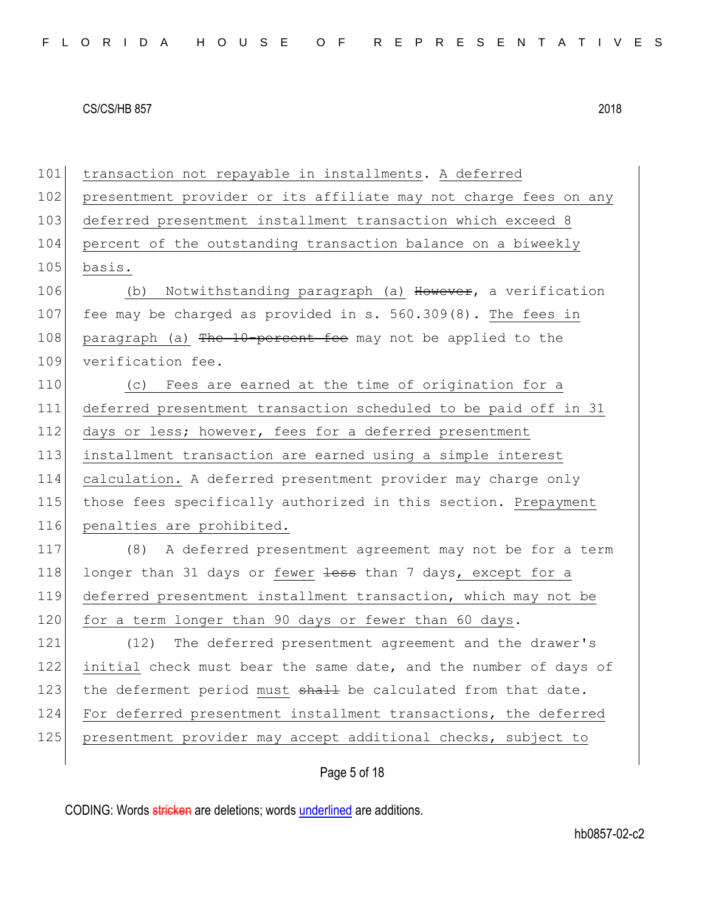101 transaction not repayable in installments. A deferred
102 presentment provider or its affiliate may not charge fees on any
103 deferred presentment installment transaction which exceed 8
104 percent of the outstanding transaction balance on a biweekly
105 basis.

106 (b) Notwithstanding paragraph (a) ~~However~~, a verification
107 fee may be charged as provided in s. 560.309(8). The fees in
108 paragraph (a) ~~The 10-percent fee~~ may not be applied to the
109 verification fee.

110 (c) Fees are earned at the time of origination for a
111 deferred presentment transaction scheduled to be paid off in 31
112 days or less; however, fees for a deferred presentment
113 installment transaction are earned using a simple interest
114 calculation. A deferred presentment provider may charge only
115 those fees specifically authorized in this section. Prepayment
116 penalties are prohibited.

117 (8) A deferred presentment agreement may not be for a term
118 longer than 31 days or fewer ~~less~~ than 7 days, except for a
119 deferred presentment installment transaction, which may not be
120 for a term longer than 90 days or fewer than 60 days.

121 (12) The deferred presentment agreement and the drawer's
122 initial check must bear the same date, and the number of days of
123 the deferment period must ~~shall~~ be calculated from that date.
124 For deferred presentment installment transactions, the deferred
125 presentment provider may accept additional checks, subject to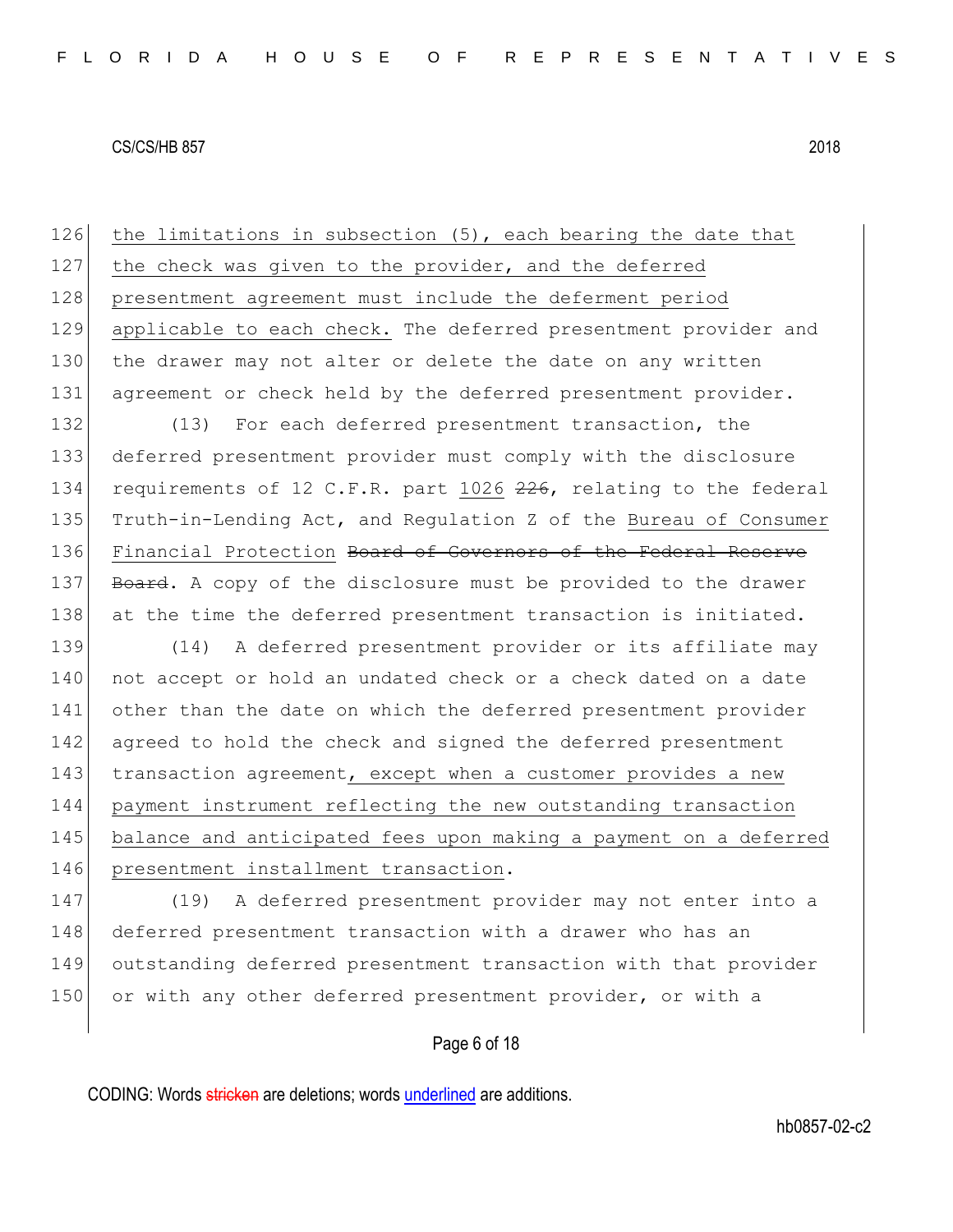the limitations in subsection (5), each bearing the date that the check was given to the provider, and the deferred presentment agreement must include the deferment period applicable to each check. The deferred presentment provider and the drawer may not alter or delete the date on any written agreement or check held by the deferred presentment provider.

(13) For each deferred presentment transaction, the deferred presentment provider must comply with the disclosure requirements of 12 C.F.R. part 1026 ~~226~~, relating to the federal Truth-in-Lending Act, and Regulation Z of the Bureau of Consumer Financial Protection ~~Board of Governors of the Federal Reserve Board~~. A copy of the disclosure must be provided to the drawer at the time the deferred presentment transaction is initiated.

(14) A deferred presentment provider or its affiliate may not accept or hold an undated check or a check dated on a date other than the date on which the deferred presentment provider agreed to hold the check and signed the deferred presentment transaction agreement, except when a customer provides a new payment instrument reflecting the new outstanding transaction balance and anticipated fees upon making a payment on a deferred presentment installment transaction.

(19) A deferred presentment provider may not enter into a deferred presentment transaction with a drawer who has an outstanding deferred presentment transaction with that provider or with any other deferred presentment provider, or with a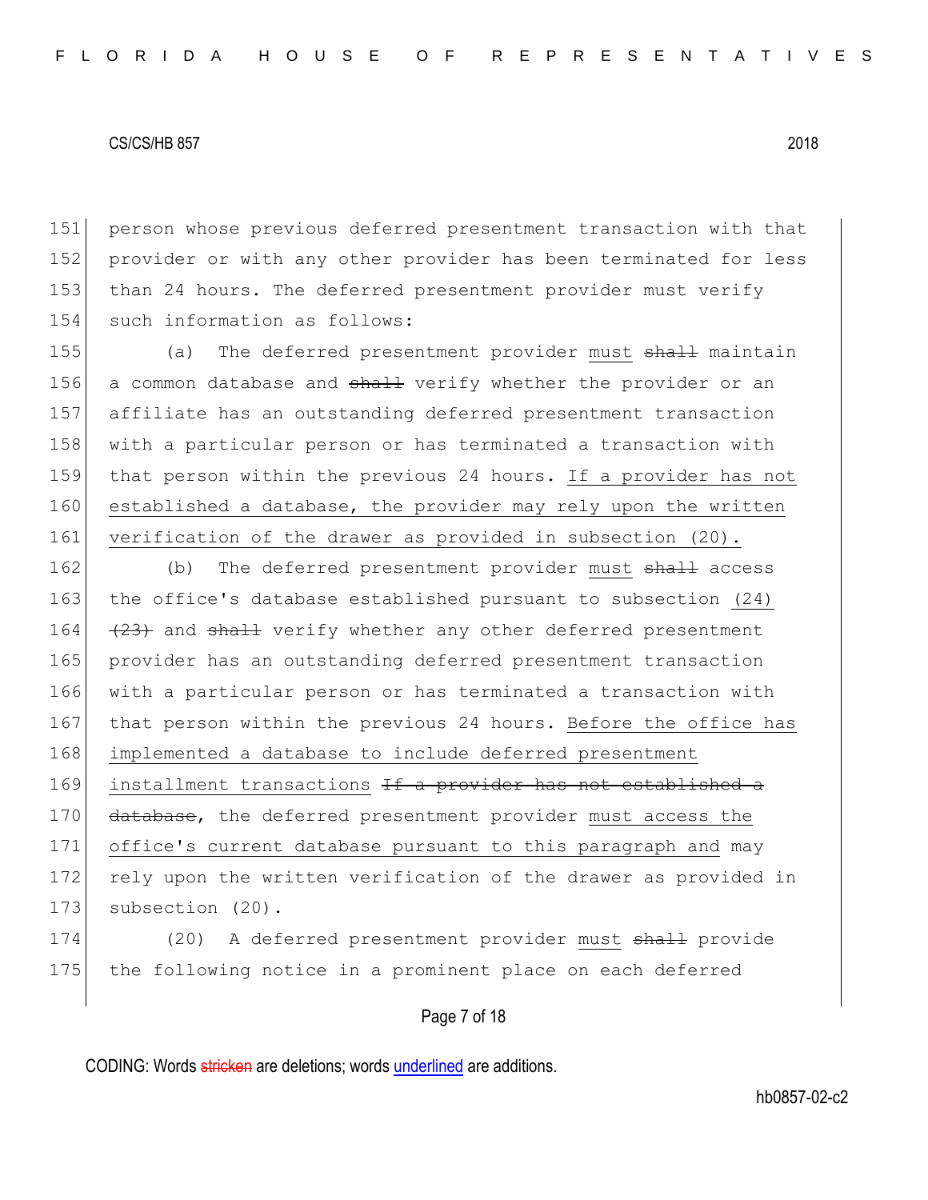person whose previous deferred presentment transaction with that provider or with any other provider has been terminated for less than 24 hours. The deferred presentment provider must verify such information as follows:

(a) The deferred presentment provider must ~~shall~~ maintain a common database and ~~shall~~ verify whether the provider or an affiliate has an outstanding deferred presentment transaction with a particular person or has terminated a transaction with that person within the previous 24 hours. If a provider has not established a database, the provider may rely upon the written verification of the drawer as provided in subsection (20).

(b) The deferred presentment provider must ~~shall~~ access the office's database established pursuant to subsection (24) ~~(23)~~ and ~~shall~~ verify whether any other deferred presentment provider has an outstanding deferred presentment transaction with a particular person or has terminated a transaction with that person within the previous 24 hours. Before the office has implemented a database to include deferred presentment installment transactions ~~If a provider has not established a database~~, the deferred presentment provider must access the office's current database pursuant to this paragraph and may rely upon the written verification of the drawer as provided in subsection (20).

(20) A deferred presentment provider must ~~shall~~ provide the following notice in a prominent place on each deferred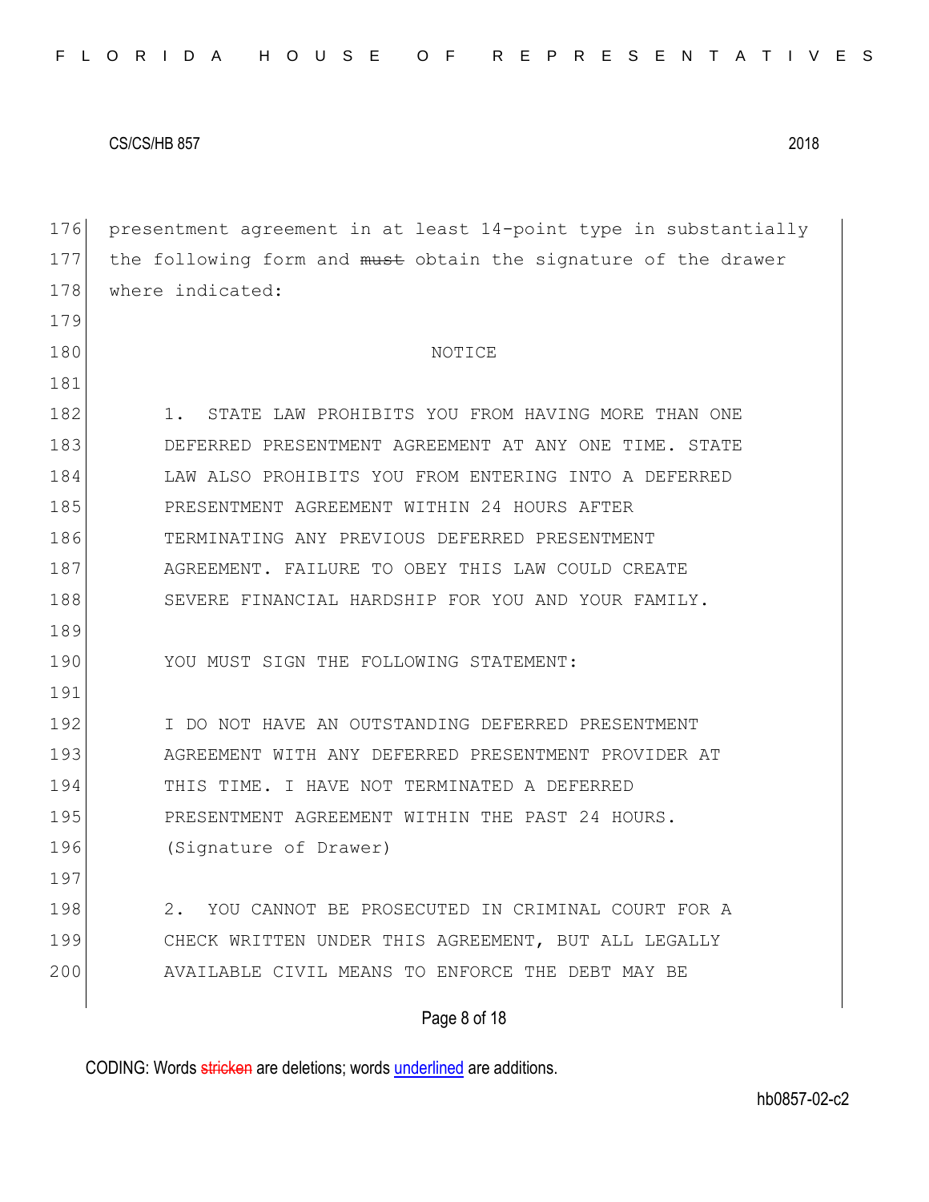presentment agreement in at least 14-point type in substantially the following form and ~~must~~ obtain the signature of the drawer where indicated:

NOTICE

1. STATE LAW PROHIBITS YOU FROM HAVING MORE THAN ONE DEFERRED PRESENTMENT AGREEMENT AT ANY ONE TIME. STATE LAW ALSO PROHIBITS YOU FROM ENTERING INTO A DEFERRED PRESENTMENT AGREEMENT WITHIN 24 HOURS AFTER TERMINATING ANY PREVIOUS DEFERRED PRESENTMENT AGREEMENT. FAILURE TO OBEY THIS LAW COULD CREATE SEVERE FINANCIAL HARDSHIP FOR YOU AND YOUR FAMILY.

YOU MUST SIGN THE FOLLOWING STATEMENT:

I DO NOT HAVE AN OUTSTANDING DEFERRED PRESENTMENT AGREEMENT WITH ANY DEFERRED PRESENTMENT PROVIDER AT THIS TIME. I HAVE NOT TERMINATED A DEFERRED PRESENTMENT AGREEMENT WITHIN THE PAST 24 HOURS.
(Signature of Drawer)

2. YOU CANNOT BE PROSECUTED IN CRIMINAL COURT FOR A CHECK WRITTEN UNDER THIS AGREEMENT, BUT ALL LEGALLY AVAILABLE CIVIL MEANS TO ENFORCE THE DEBT MAY BE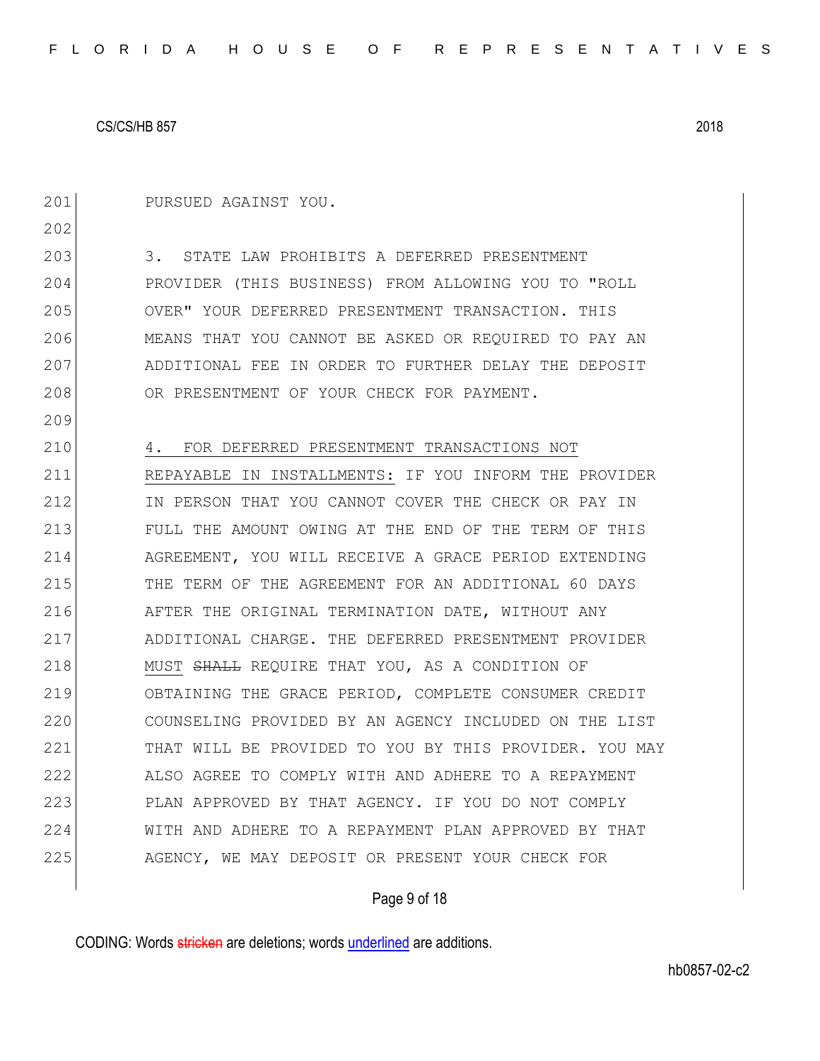PURSUED AGAINST YOU.

3. STATE LAW PROHIBITS A DEFERRED PRESENTMENT PROVIDER (THIS BUSINESS) FROM ALLOWING YOU TO "ROLL OVER" YOUR DEFERRED PRESENTMENT TRANSACTION. THIS MEANS THAT YOU CANNOT BE ASKED OR REQUIRED TO PAY AN ADDITIONAL FEE IN ORDER TO FURTHER DELAY THE DEPOSIT OR PRESENTMENT OF YOUR CHECK FOR PAYMENT.

4. <u>FOR DEFERRED PRESENTMENT TRANSACTIONS NOT REPAYABLE IN INSTALLMENTS:</u> IF YOU INFORM THE PROVIDER IN PERSON THAT YOU CANNOT COVER THE CHECK OR PAY IN FULL THE AMOUNT OWING AT THE END OF THE TERM OF THIS AGREEMENT, YOU WILL RECEIVE A GRACE PERIOD EXTENDING THE TERM OF THE AGREEMENT FOR AN ADDITIONAL 60 DAYS AFTER THE ORIGINAL TERMINATION DATE, WITHOUT ANY ADDITIONAL CHARGE. THE DEFERRED PRESENTMENT PROVIDER <u>MUST</u> ~~SHALL~~ REQUIRE THAT YOU, AS A CONDITION OF OBTAINING THE GRACE PERIOD, COMPLETE CONSUMER CREDIT COUNSELING PROVIDED BY AN AGENCY INCLUDED ON THE LIST THAT WILL BE PROVIDED TO YOU BY THIS PROVIDER. YOU MAY ALSO AGREE TO COMPLY WITH AND ADHERE TO A REPAYMENT PLAN APPROVED BY THAT AGENCY. IF YOU DO NOT COMPLY WITH AND ADHERE TO A REPAYMENT PLAN APPROVED BY THAT AGENCY, WE MAY DEPOSIT OR PRESENT YOUR CHECK FOR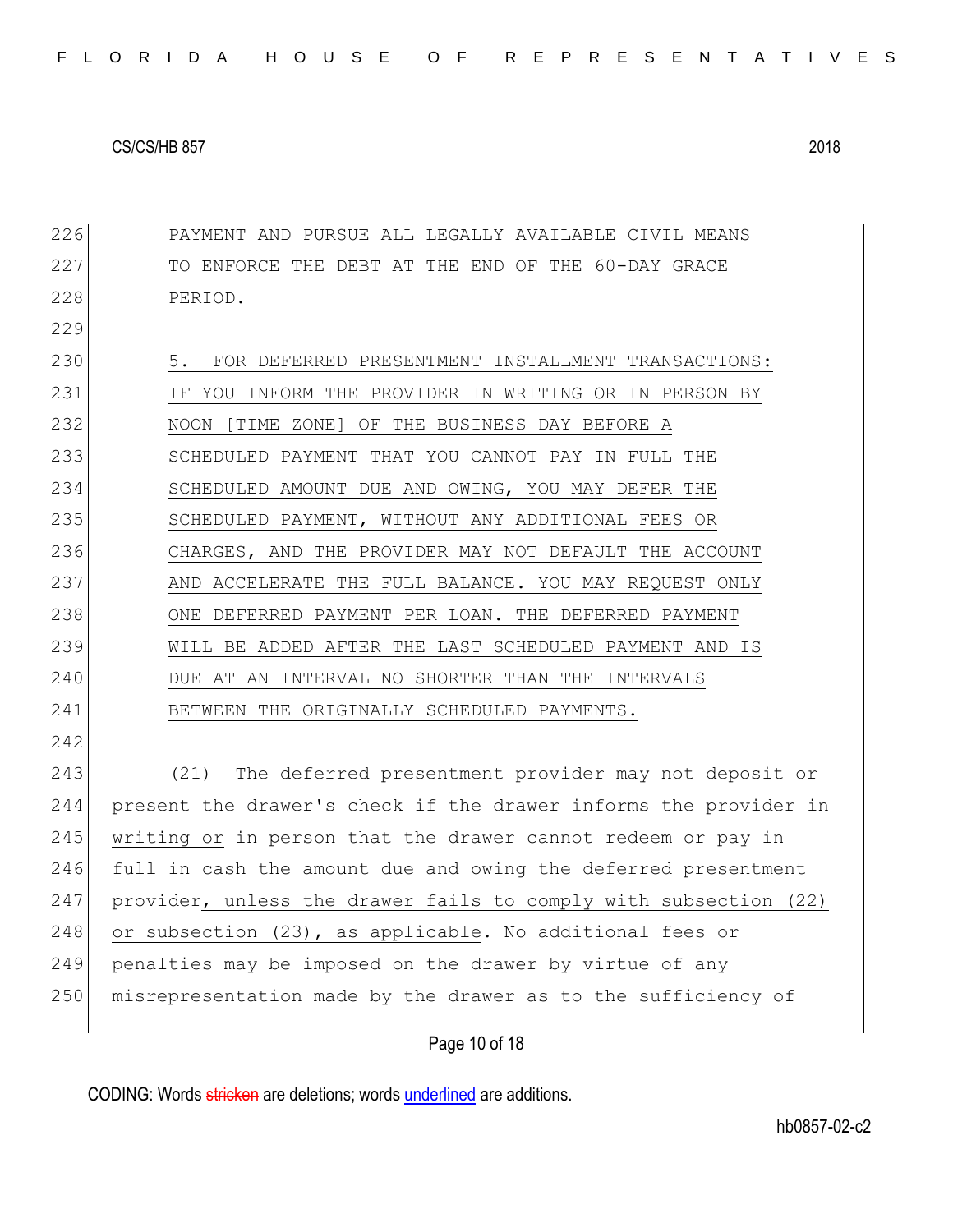PAYMENT AND PURSUE ALL LEGALLY AVAILABLE CIVIL MEANS TO ENFORCE THE DEBT AT THE END OF THE 60-DAY GRACE PERIOD.

5. FOR DEFERRED PRESENTMENT INSTALLMENT TRANSACTIONS: IF YOU INFORM THE PROVIDER IN WRITING OR IN PERSON BY NOON [TIME ZONE] OF THE BUSINESS DAY BEFORE A SCHEDULED PAYMENT THAT YOU CANNOT PAY IN FULL THE SCHEDULED AMOUNT DUE AND OWING, YOU MAY DEFER THE SCHEDULED PAYMENT, WITHOUT ANY ADDITIONAL FEES OR CHARGES, AND THE PROVIDER MAY NOT DEFAULT THE ACCOUNT AND ACCELERATE THE FULL BALANCE. YOU MAY REQUEST ONLY ONE DEFERRED PAYMENT PER LOAN. THE DEFERRED PAYMENT WILL BE ADDED AFTER THE LAST SCHEDULED PAYMENT AND IS DUE AT AN INTERVAL NO SHORTER THAN THE INTERVALS BETWEEN THE ORIGINALLY SCHEDULED PAYMENTS.

(21) The deferred presentment provider may not deposit or present the drawer's check if the drawer informs the provider in writing or in person that the drawer cannot redeem or pay in full in cash the amount due and owing the deferred presentment provider, unless the drawer fails to comply with subsection (22) or subsection (23), as applicable. No additional fees or penalties may be imposed on the drawer by virtue of any misrepresentation made by the drawer as to the sufficiency of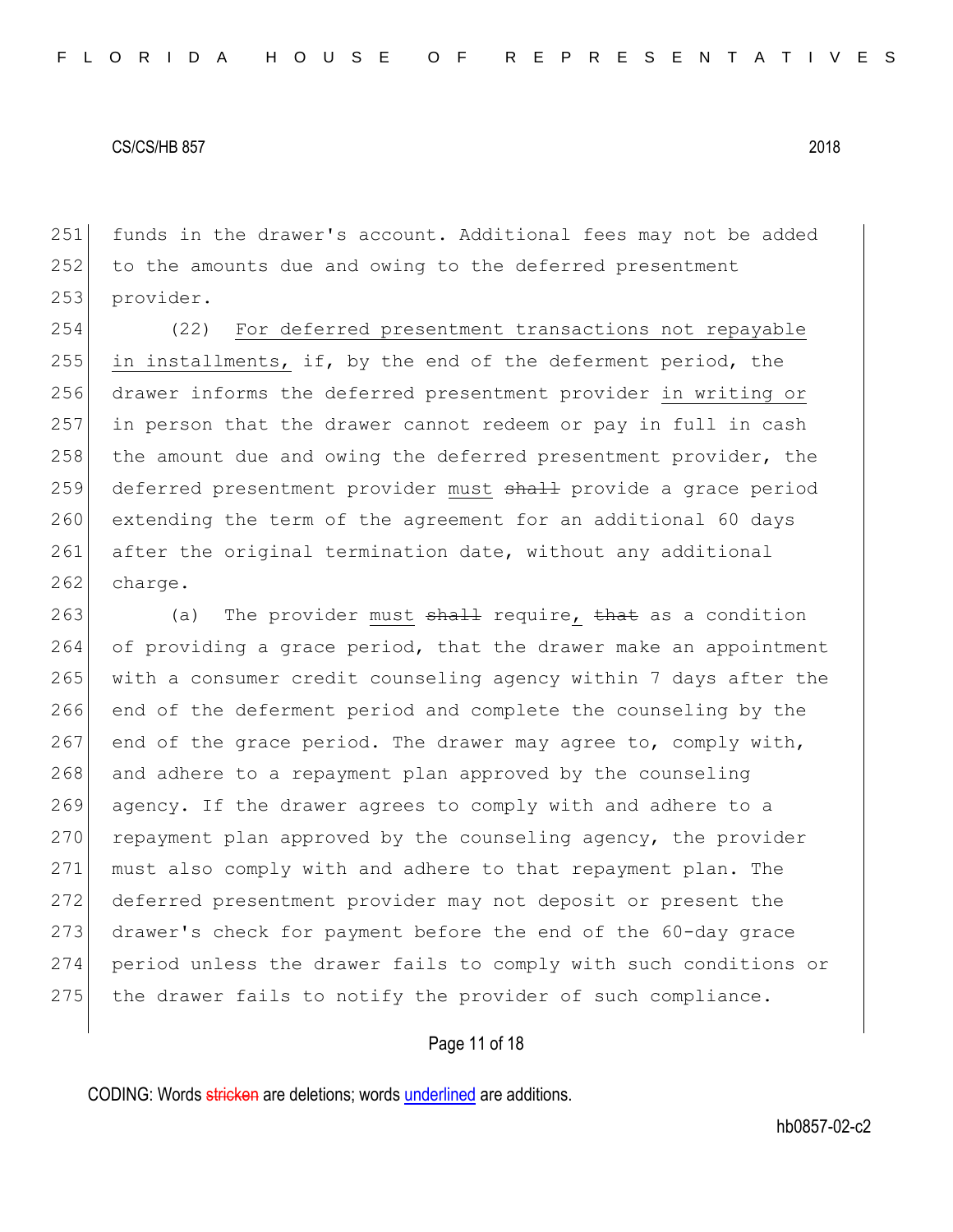funds in the drawer's account. Additional fees may not be added to the amounts due and owing to the deferred presentment provider.

(22) For deferred presentment transactions not repayable in installments, if, by the end of the deferment period, the drawer informs the deferred presentment provider in writing or in person that the drawer cannot redeem or pay in full in cash the amount due and owing the deferred presentment provider, the deferred presentment provider must ~~shall~~ provide a grace period extending the term of the agreement for an additional 60 days after the original termination date, without any additional charge.

(a) The provider must ~~shall~~ require, ~~that~~ as a condition of providing a grace period, that the drawer make an appointment with a consumer credit counseling agency within 7 days after the end of the deferment period and complete the counseling by the end of the grace period. The drawer may agree to, comply with, and adhere to a repayment plan approved by the counseling agency. If the drawer agrees to comply with and adhere to a repayment plan approved by the counseling agency, the provider must also comply with and adhere to that repayment plan. The deferred presentment provider may not deposit or present the drawer's check for payment before the end of the 60-day grace period unless the drawer fails to comply with such conditions or the drawer fails to notify the provider of such compliance.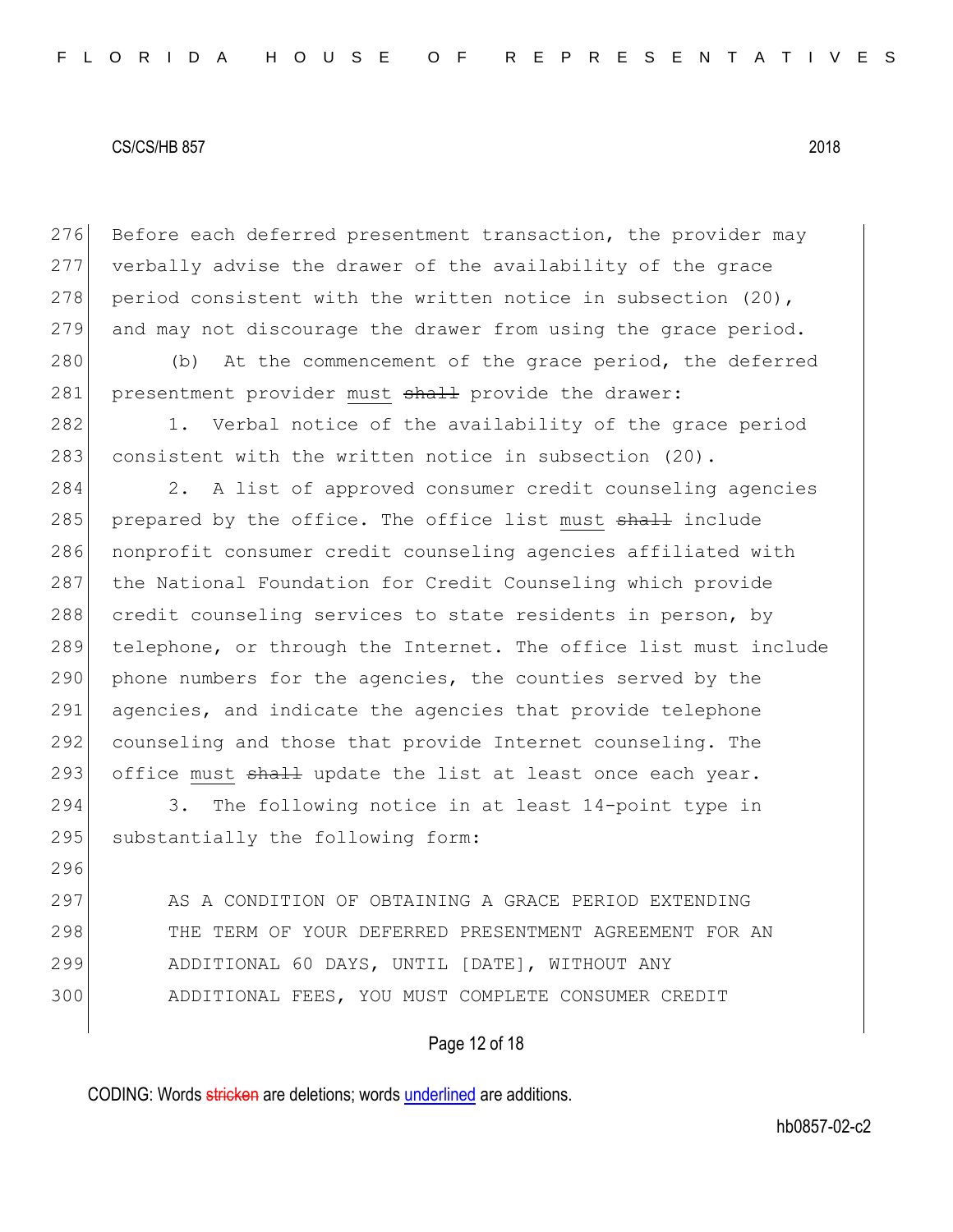Before each deferred presentment transaction, the provider may verbally advise the drawer of the availability of the grace period consistent with the written notice in subsection (20), and may not discourage the drawer from using the grace period.

(b) At the commencement of the grace period, the deferred presentment provider <u>must</u> ~~shall~~ provide the drawer:

1. Verbal notice of the availability of the grace period consistent with the written notice in subsection (20).

2. A list of approved consumer credit counseling agencies prepared by the office. The office list <u>must</u> ~~shall~~ include nonprofit consumer credit counseling agencies affiliated with the National Foundation for Credit Counseling which provide credit counseling services to state residents in person, by telephone, or through the Internet. The office list must include phone numbers for the agencies, the counties served by the agencies, and indicate the agencies that provide telephone counseling and those that provide Internet counseling. The office <u>must</u> ~~shall~~ update the list at least once each year.

3. The following notice in at least 14-point type in substantially the following form:

AS A CONDITION OF OBTAINING A GRACE PERIOD EXTENDING THE TERM OF YOUR DEFERRED PRESENTMENT AGREEMENT FOR AN ADDITIONAL 60 DAYS, UNTIL [DATE], WITHOUT ANY ADDITIONAL FEES, YOU MUST COMPLETE CONSUMER CREDIT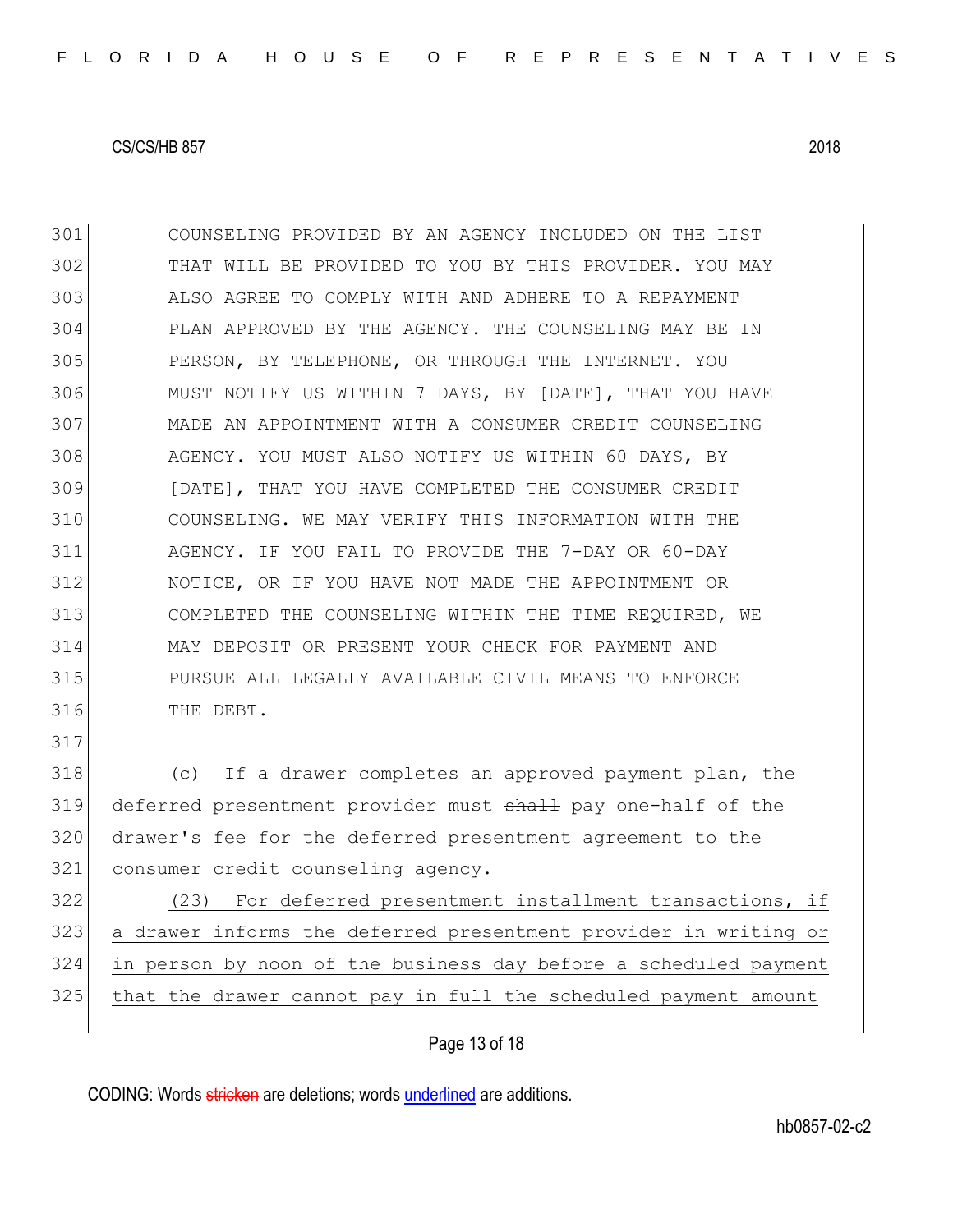COUNSELING PROVIDED BY AN AGENCY INCLUDED ON THE LIST THAT WILL BE PROVIDED TO YOU BY THIS PROVIDER. YOU MAY ALSO AGREE TO COMPLY WITH AND ADHERE TO A REPAYMENT PLAN APPROVED BY THE AGENCY. THE COUNSELING MAY BE IN PERSON, BY TELEPHONE, OR THROUGH THE INTERNET. YOU MUST NOTIFY US WITHIN 7 DAYS, BY [DATE], THAT YOU HAVE MADE AN APPOINTMENT WITH A CONSUMER CREDIT COUNSELING AGENCY. YOU MUST ALSO NOTIFY US WITHIN 60 DAYS, BY [DATE], THAT YOU HAVE COMPLETED THE CONSUMER CREDIT COUNSELING. WE MAY VERIFY THIS INFORMATION WITH THE AGENCY. IF YOU FAIL TO PROVIDE THE 7-DAY OR 60-DAY NOTICE, OR IF YOU HAVE NOT MADE THE APPOINTMENT OR COMPLETED THE COUNSELING WITHIN THE TIME REQUIRED, WE MAY DEPOSIT OR PRESENT YOUR CHECK FOR PAYMENT AND PURSUE ALL LEGALLY AVAILABLE CIVIL MEANS TO ENFORCE THE DEBT.

(c) If a drawer completes an approved payment plan, the deferred presentment provider must ~~shall~~ pay one-half of the drawer's fee for the deferred presentment agreement to the consumer credit counseling agency.

(23) For deferred presentment installment transactions, if a drawer informs the deferred presentment provider in writing or in person by noon of the business day before a scheduled payment that the drawer cannot pay in full the scheduled payment amount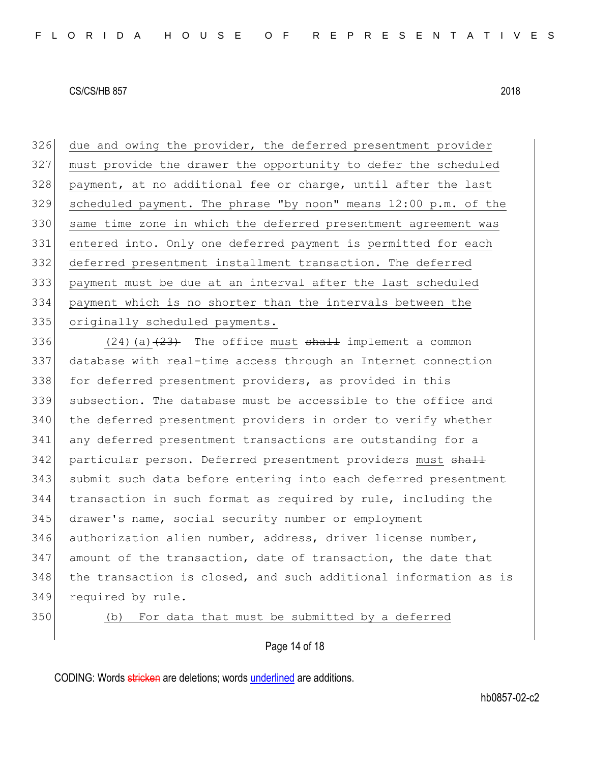326 due and owing the provider, the deferred presentment provider
327 must provide the drawer the opportunity to defer the scheduled
328 payment, at no additional fee or charge, until after the last
329 scheduled payment. The phrase "by noon" means 12:00 p.m. of the
330 same time zone in which the deferred presentment agreement was
331 entered into. Only one deferred payment is permitted for each
332 deferred presentment installment transaction. The deferred
333 payment must be due at an interval after the last scheduled
334 payment which is no shorter than the intervals between the
335 originally scheduled payments.

336 (24)(a)~~(23)~~ The office must ~~shall~~ implement a common
337 database with real-time access through an Internet connection
338 for deferred presentment providers, as provided in this
339 subsection. The database must be accessible to the office and
340 the deferred presentment providers in order to verify whether
341 any deferred presentment transactions are outstanding for a
342 particular person. Deferred presentment providers must ~~shall~~
343 submit such data before entering into each deferred presentment
344 transaction in such format as required by rule, including the
345 drawer's name, social security number or employment
346 authorization alien number, address, driver license number,
347 amount of the transaction, date of transaction, the date that
348 the transaction is closed, and such additional information as is
349 required by rule.

350 (b) For data that must be submitted by a deferred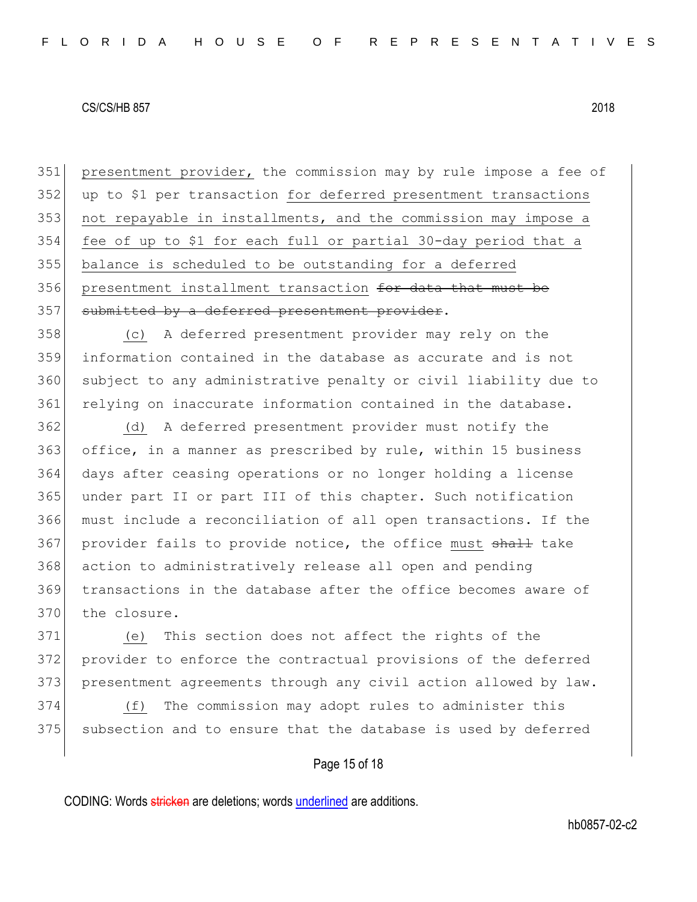351 presentment provider, the commission may by rule impose a fee of
352 up to $1 per transaction for deferred presentment transactions
353 not repayable in installments, and the commission may impose a
354 fee of up to $1 for each full or partial 30-day period that a
355 balance is scheduled to be outstanding for a deferred
356 presentment installment transaction ~~for data that must be~~
357 ~~submitted by a deferred presentment provider~~.

358 (c) A deferred presentment provider may rely on the
359 information contained in the database as accurate and is not
360 subject to any administrative penalty or civil liability due to
361 relying on inaccurate information contained in the database.

362 (d) A deferred presentment provider must notify the
363 office, in a manner as prescribed by rule, within 15 business
364 days after ceasing operations or no longer holding a license
365 under part II or part III of this chapter. Such notification
366 must include a reconciliation of all open transactions. If the
367 provider fails to provide notice, the office must ~~shall~~ take
368 action to administratively release all open and pending
369 transactions in the database after the office becomes aware of
370 the closure.

371 (e) This section does not affect the rights of the
372 provider to enforce the contractual provisions of the deferred
373 presentment agreements through any civil action allowed by law.

374 (f) The commission may adopt rules to administer this
375 subsection and to ensure that the database is used by deferred

CODING: Words ~~stricken~~ are deletions; words underlined are additions.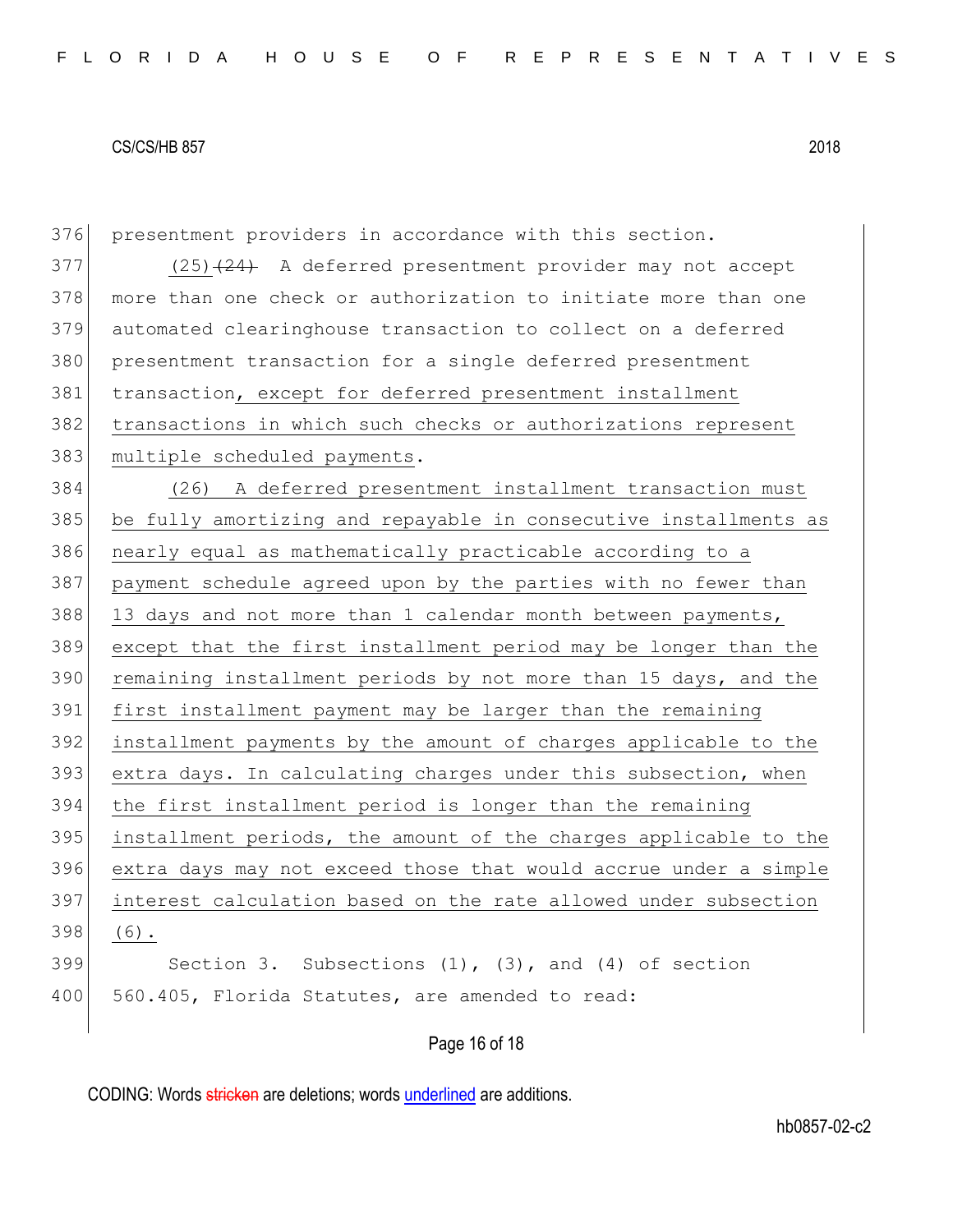presentment providers in accordance with this section.

(25) ~~(24)~~ A deferred presentment provider may not accept more than one check or authorization to initiate more than one automated clearinghouse transaction to collect on a deferred presentment transaction for a single deferred presentment transaction, except for deferred presentment installment transactions in which such checks or authorizations represent multiple scheduled payments.

(26) A deferred presentment installment transaction must be fully amortizing and repayable in consecutive installments as nearly equal as mathematically practicable according to a payment schedule agreed upon by the parties with no fewer than 13 days and not more than 1 calendar month between payments, except that the first installment period may be longer than the remaining installment periods by not more than 15 days, and the first installment payment may be larger than the remaining installment payments by the amount of charges applicable to the extra days. In calculating charges under this subsection, when the first installment period is longer than the remaining installment periods, the amount of the charges applicable to the extra days may not exceed those that would accrue under a simple interest calculation based on the rate allowed under subsection (6).

Section 3. Subsections (1), (3), and (4) of section 560.405, Florida Statutes, are amended to read: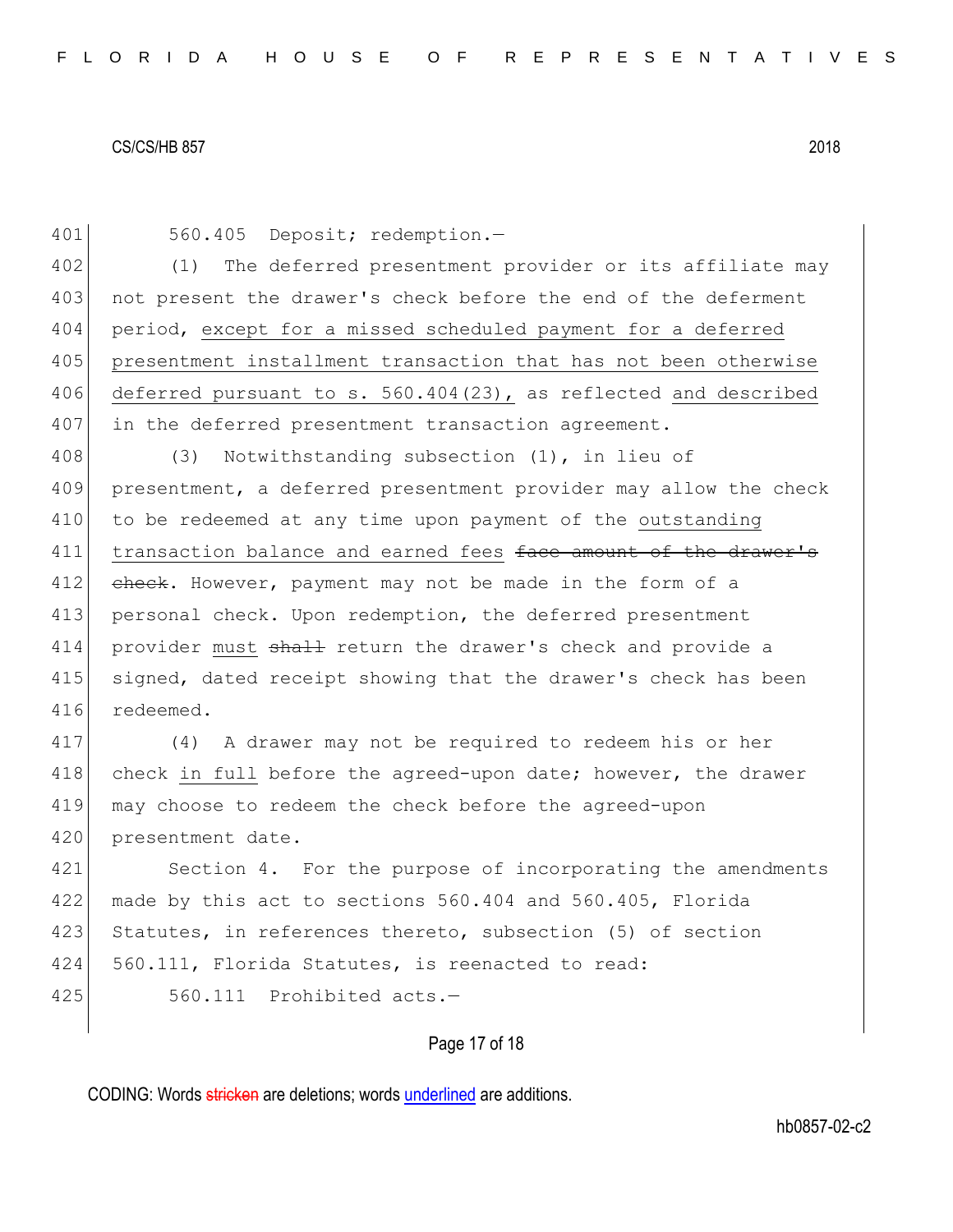560.405 Deposit; redemption.—

(1) The deferred presentment provider or its affiliate may not present the drawer's check before the end of the deferment period, <u>except for a missed scheduled payment for a deferred presentment installment transaction that has not been otherwise deferred pursuant to s. 560.404(23),</u> as reflected <u>and described</u> in the deferred presentment transaction agreement.

(3) Notwithstanding subsection (1), in lieu of presentment, a deferred presentment provider may allow the check to be redeemed at any time upon payment of the <u>outstanding transaction balance and earned fees</u> ~~face amount of the drawer's check~~. However, payment may not be made in the form of a personal check. Upon redemption, the deferred presentment provider <u>must</u> ~~shall~~ return the drawer's check and provide a signed, dated receipt showing that the drawer's check has been redeemed.

(4) A drawer may not be required to redeem his or her check <u>in full</u> before the agreed-upon date; however, the drawer may choose to redeem the check before the agreed-upon presentment date.

Section 4. For the purpose of incorporating the amendments made by this act to sections 560.404 and 560.405, Florida Statutes, in references thereto, subsection (5) of section 560.111, Florida Statutes, is reenacted to read:

560.111 Prohibited acts.—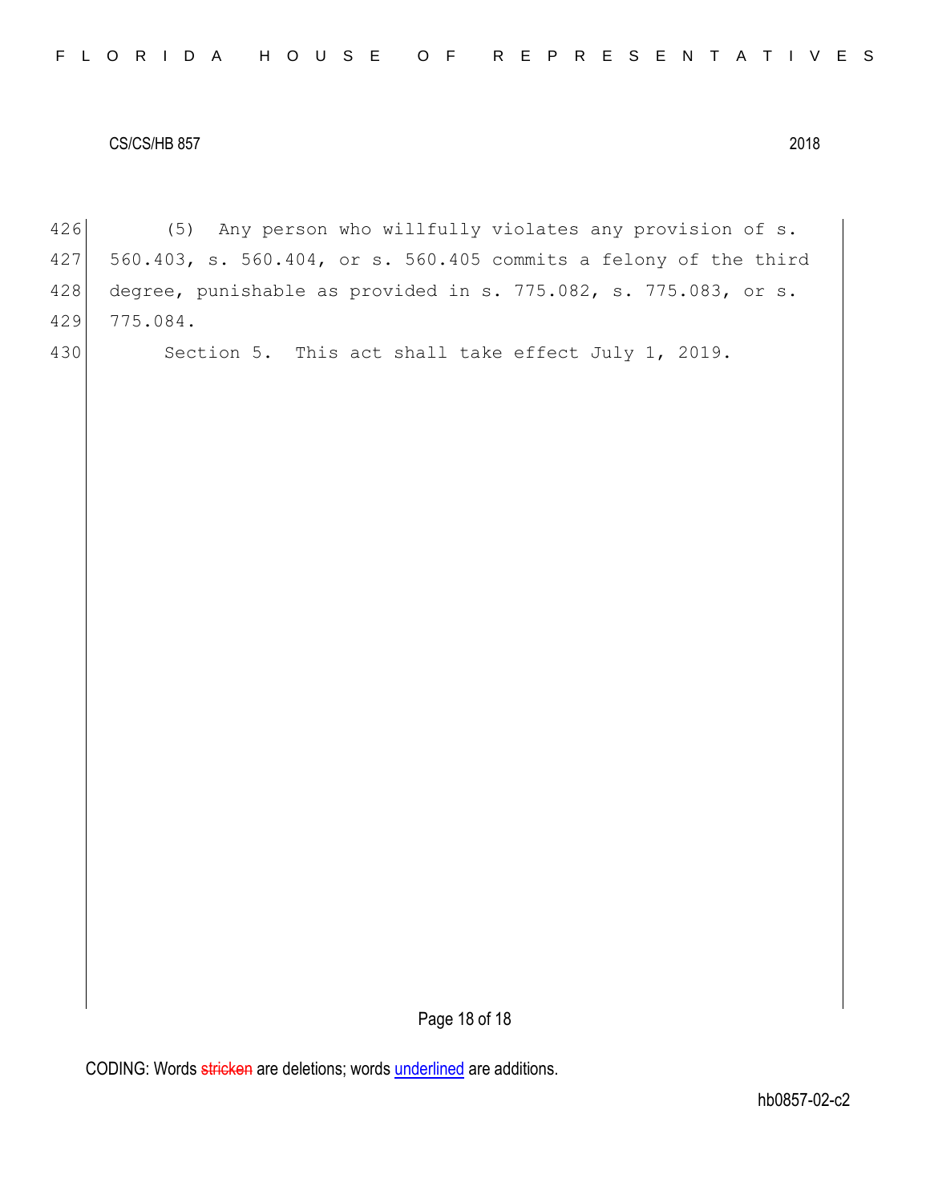(5) Any person who willfully violates any provision of s. 560.403, s. 560.404, or s. 560.405 commits a felony of the third degree, punishable as provided in s. 775.082, s. 775.083, or s. 775.084.

Section 5. This act shall take effect July 1, 2019.